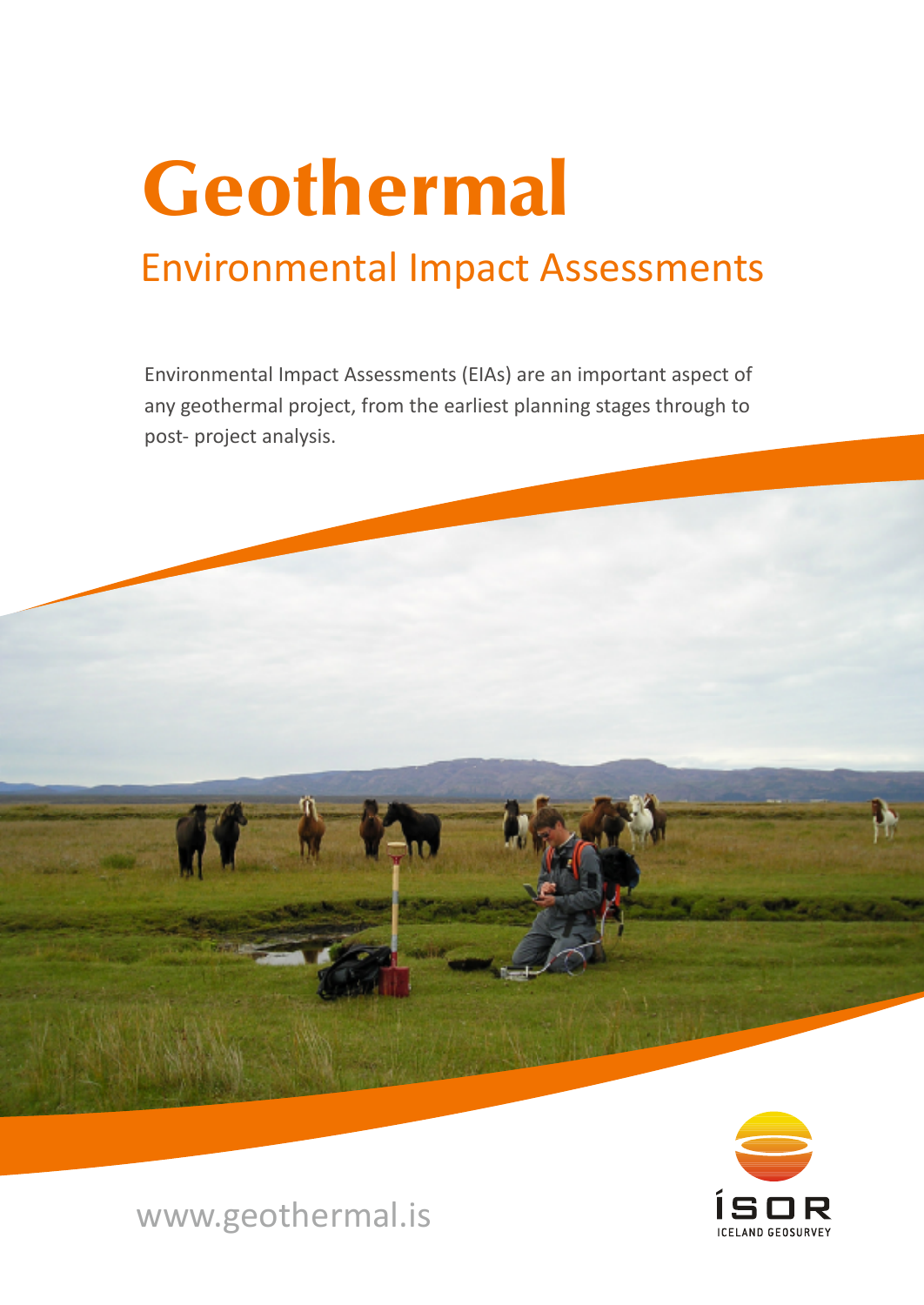# Geothermal

## Environmental Impact Assessments

Environmental Impact Assessments (EIAs) are an important aspect of any geothermal project, from the earliest planning stages through to post- project analysis.

www.geothermal.is

ÍSOR
ICELAND GEOSURVEY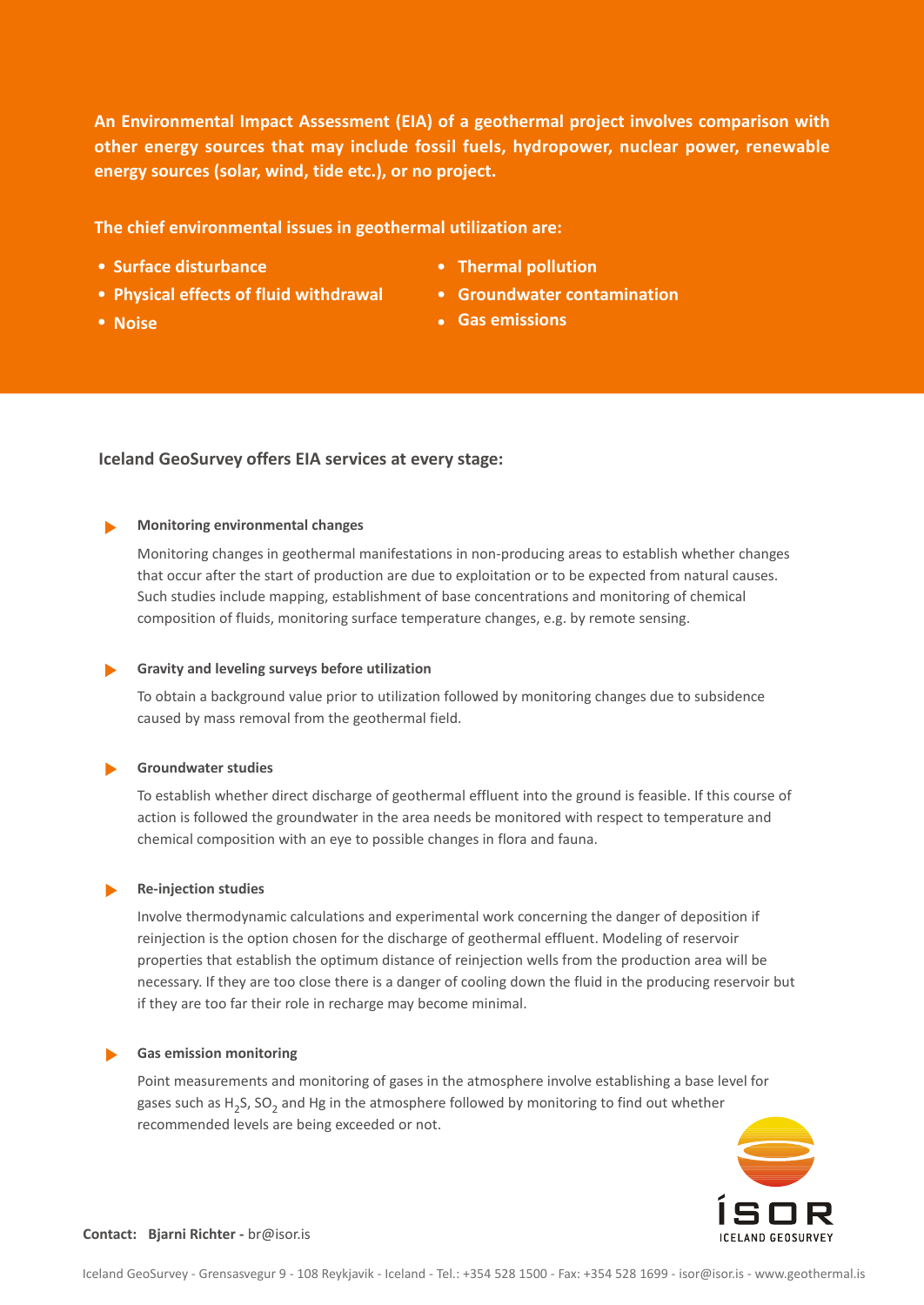**An Environmental Impact Assessment (EIA) of a geothermal project involves comparison with other energy sources that may include fossil fuels, hydropower, nuclear power, renewable energy sources (solar, wind, tide etc.), or no project.**

**The chief environmental issues in geothermal utilization are:**

- **Surface disturbance**
- **Physical effects of fluid withdrawal**
- **Noise**
- **Thermal pollution**
- **Groundwater contamination**
- **Gas emissions**

### Iceland GeoSurvey offers EIA services at every stage:

**Monitoring environmental changes**

Monitoring changes in geothermal manifestations in non-producing areas to establish whether changes that occur after the start of production are due to exploitation or to be expected from natural causes. Such studies include mapping, establishment of base concentrations and monitoring of chemical composition of fluids, monitoring surface temperature changes, e.g. by remote sensing.

**Gravity and leveling surveys before utilization**

To obtain a background value prior to utilization followed by monitoring changes due to subsidence caused by mass removal from the geothermal field.

**Groundwater studies**

To establish whether direct discharge of geothermal effluent into the ground is feasible. If this course of action is followed the groundwater in the area needs be monitored with respect to temperature and chemical composition with an eye to possible changes in flora and fauna.

**Re-injection studies**

Involve thermodynamic calculations and experimental work concerning the danger of deposition if reinjection is the option chosen for the discharge of geothermal effluent. Modeling of reservoir properties that establish the optimum distance of reinjection wells from the production area will be necessary. If they are too close there is a danger of cooling down the fluid in the producing reservoir but if they are too far their role in recharge may become minimal.

**Gas emission monitoring**

Point measurements and monitoring of gases in the atmosphere involve establishing a base level for gases such as $H_2S$, $SO_2$ and Hg in the atmosphere followed by monitoring to find out whether recommended levels are being exceeded or not.

ÍSOR
ICELAND GEOSURVEY

**Contact:** **Bjarni Richter -** br@isor.is

Iceland GeoSurvey - Grensasvegur 9 - 108 Reykjavik - Iceland - Tel.: +354 528 1500 - Fax: +354 528 1699 - isor@isor.is - www.geothermal.is